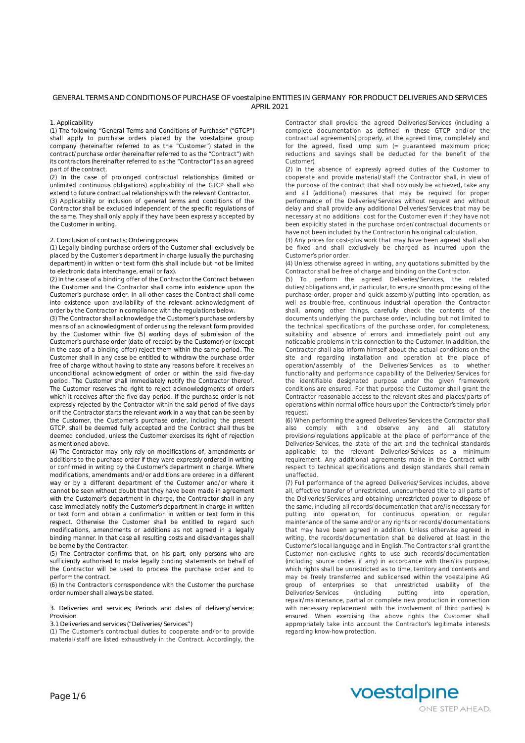# GENERAL TERMS AND CONDITIONS OF PURCHASE OF voestalpine ENTITIES IN GERMANY FOR PRODUCT DELIVERIES AND SERVICES APRIL 2021

## 1. Applicability

(1) The following "General Terms and Conditions of Purchase" ("GTCP") shall apply to purchase orders placed by the voestalpine group company (hereinafter referred to as the "Customer") stated in the contract/purchase order (hereinafter referred to as the "Contract") with its contractors (hereinafter referred to as the "Contractor") as an agreed part of the contract.

(2) In the case of prolonged contractual relationships (limited or unlimited continuous obligations) applicability of the GTCP shall also extend to future contractual relationships with the relevant Contractor.

(3) Applicability or inclusion of general terms and conditions of the Contractor shall be excluded independent of the specific regulations of the same. They shall only apply if they have been expressly accepted by the Customer in writing.

## 2. Conclusion of contracts; Ordering process

(1) Legally binding purchase orders of the Customer shall exclusively be placed by the Customer's department in charge (usually the purchasing department) in written or text form (this shall include but not be limited to electronic data interchange, email or fax).

(2) In the case of a binding offer of the Contractor the Contract between the Customer and the Contractor shall come into existence upon the Customer's purchase order. In all other cases the Contract shall come into existence upon availability of the relevant acknowledgment of order by the Contractor in compliance with the regulations below.

(3) The Contractor shall acknowledge the Customer's purchase orders by means of an acknowledgment of order using the relevant form provided by the Customer within five (5) working days of submission of the Customer's purchase order (date of receipt by the Customer) or (except in the case of a binding offer) reject them within the same period. The Customer shall in any case be entitled to withdraw the purchase order free of charge without having to state any reasons before it receives an unconditional acknowledgment of order or within the said five-day period. The Customer shall immediately notify the Contractor thereof. The Customer reserves the right to reject acknowledgments of orders which it receives after the five-day period. If the purchase order is not expressly rejected by the Contractor within the said period of five days or if the Contractor starts the relevant work in a way that can be seen by the Customer, the Customer's purchase order, including the present GTCP, shall be deemed fully accepted and the Contract shall thus be deemed concluded, unless the Customer exercises its right of rejection as mentioned above.

(4) The Contractor may only rely on modifications of, amendments or additions to the purchase order if they were expressly ordered in writing or confirmed in writing by the Customer's department in charge. Where modifications, amendments and/or additions are ordered in a different way or by a different department of the Customer and/or where it cannot be seen without doubt that they have been made in agreement with the Customer's department in charge, the Contractor shall in any case immediately notify the Customer's department in charge in written or text form and obtain a confirmation in written or text form in this respect. Otherwise the Customer shall be entitled to regard such modifications, amendments or additions as not agreed in a legally binding manner. In that case all resulting costs and disadvantages shall be borne by the Contractor.

(5) The Contractor confirms that, on his part, only persons who are sufficiently authorised to make legally binding statements on behalf of the Contractor will be used to process the purchase order and to perform the contract.

(6) In the Contractor's correspondence with the Customer the purchase order number shall always be stated.

## 3. Deliveries and services; Periods and dates of delivery/service; Provision

### 3.1 Deliveries and services ("Deliveries/Services")

(1) The Customer's contractual duties to cooperate and/or to provide material/staff are listed exhaustively in the Contract. Accordingly, the Contractor shall provide the agreed Deliveries/Services (including a complete documentation as defined in these GTCP and/or the contractual agreements) properly, at the agreed time, completely and for the agreed, fixed lump sum (= guaranteed maximum price; reductions and savings shall be deducted for the benefit of the Customer).

(2) In the absence of expressly agreed duties of the Customer to cooperate and provide material/staff the Contractor shall, in view of the purpose of the contract that shall obviously be achieved, take any and all (additional) measures that may be required for proper performance of the Deliveries/Services without request and without delay and shall provide any additional Deliveries/Services that may be necessary at no additional cost for the Customer even if they have not been explicitly stated in the purchase order/contractual documents or have not been included by the Contractor in his original calculation.

(3) Any prices for cost-plus work that may have been agreed shall also be fixed and shall exclusively be charged as incurred upon the Customer's prior order.

(4) Unless otherwise agreed in writing, any quotations submitted by the Contractor shall be free of charge and binding on the Contractor.

(5) To perform the agreed Deliveries/Services, the related duties/obligations and, in particular, to ensure smooth processing of the purchase order, proper and quick assembly/putting into operation, as well as trouble-free, continuous industrial operation the Contractor shall, among other things, carefully check the contents of the documents underlying the purchase order, including but not limited to the technical specifications of the purchase order, for completeness, suitability and absence of errors and immediately point out any noticeable problems in this connection to the Customer. In addition, the Contractor shall also inform himself about the actual conditions on the site and regarding installation and operation at the place of operation/assembly of the Deliveries/Services as to whether functionality and performance capability of the Deliveries/Services for the identifiable designated purpose under the given framework conditions are ensured. For that purpose the Customer shall grant the Contractor reasonable access to the relevant sites and places/parts of operations within normal office hours upon the Contractor's timely prior request.

(6) When performing the agreed Deliveries/Services the Contractor shall also comply with and observe any and all statutory provisions/regulations applicable at the place of performance of the Deliveries/Services, the state of the art and the technical standards applicable to the relevant Deliveries/Services as a minimum requirement. Any additional agreements made in the Contract with respect to technical specifications and design standards shall remain unaffected.

(7) Full performance of the agreed Deliveries/Services includes, above all, effective transfer of unrestricted, unencumbered title to all parts of the Deliveries/Services and obtaining unrestricted power to dispose of the same, including all records/documentation that are/is necessary for putting into operation, for continuous operation or regular maintenance of the same and/or any rights or records/documentations that may have been agreed in addition. Unless otherwise agreed in writing, the records/documentation shall be delivered at least in the Customer's local language and in English. The Contractor shall grant the Customer non-exclusive rights to use such records/documentation (including source codes, if any) in accordance with their/its purpose, which rights shall be unrestricted as to time, territory and contents and may be freely transferred and sublicensed within the voestalpine AG group of enterprises so that unrestricted usability of the Deliveries/Services (including putting into operation, repair/maintenance, partial or complete new production in connection with necessary replacement with the involvement of third parties) is ensured. When exercising the above rights the Customer shall appropriately take into account the Contractor's legitimate interests regarding know-how protection.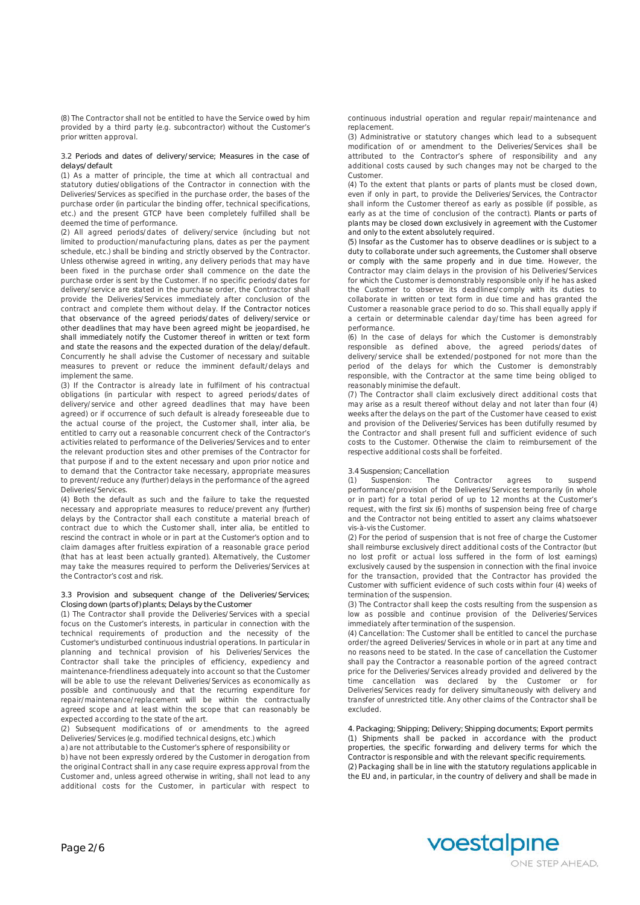(8) The Contractor shall not be entitled to have the Service owed by him provided by a third party (e.g. subcontractor) without the Customer's prior written approval.

### 3.2 Periods and dates of delivery/service; Measures in the case of delays/default

(1) As a matter of principle, the time at which all contractual and statutory duties/obligations of the Contractor in connection with the Deliveries/Services as specified in the purchase order, the bases of the purchase order (in particular the binding offer, technical specifications, etc.) and the present GTCP have been completely fulfilled shall be deemed the time of performance.

(2) All agreed periods/dates of delivery/service (including but not limited to production/manufacturing plans, dates as per the payment schedule, etc.) shall be binding and strictly observed by the Contractor. Unless otherwise agreed in writing, any delivery periods that may have been fixed in the purchase order shall commence on the date the purchase order is sent by the Customer. If no specific periods/dates for delivery/service are stated in the purchase order, the Contractor shall provide the Deliveries/Services immediately after conclusion of the contract and complete them without delay. If the Contractor notices that observance of the agreed periods/dates of delivery/service or other deadlines that may have been agreed might be jeopardised, he shall immediately notify the Customer thereof in written or text form and state the reasons and the expected duration of the delay/default. Concurrently he shall advise the Customer of necessary and suitable measures to prevent or reduce the imminent default/delays and implement the same.

(3) If the Contractor is already late in fulfilment of his contractual obligations (in particular with respect to agreed periods/dates of delivery/service and other agreed deadlines that may have been agreed) or if occurrence of such default is already foreseeable due to the actual course of the project, the Customer shall, inter alia, be entitled to carry out a reasonable concurrent check of the Contractor's activities related to performance of the Deliveries/Services and to enter the relevant production sites and other premises of the Contractor for that purpose if and to the extent necessary and upon prior notice and to demand that the Contractor take necessary, appropriate measures to prevent/reduce any (further) delays in the performance of the agreed Deliveries/Services.

(4) Both the default as such and the failure to take the requested necessary and appropriate measures to reduce/prevent any (further) delays by the Contractor shall each constitute a material breach of contract due to which the Customer shall, inter alia, be entitled to rescind the contract in whole or in part at the Customer's option and to claim damages after fruitless expiration of a reasonable grace period (that has at least been actually granted). Alternatively, the Customer may take the measures required to perform the Deliveries/Services at the Contractor's cost and risk.

### 3.3 Provision and subsequent change of the Deliveries/Services; Closing down (parts of) plants; Delays by the Customer

(1) The Contractor shall provide the Deliveries/Services with a special focus on the Customer's interests, in particular in connection with the technical requirements of production and the necessity of the Customer's undisturbed continuous industrial operations. In particular in planning and technical provision of his Deliveries/Services the Contractor shall take the principles of efficiency, expediency and maintenance-friendliness adequately into account so that the Customer will be able to use the relevant Deliveries/Services as economically as possible and continuously and that the recurring expenditure for repair/maintenance/replacement will be within the contractually agreed scope and at least within the scope that can reasonably be expected according to the state of the art.

(2) Subsequent modifications of or amendments to the agreed Deliveries/Services (e.g. modified technical designs, etc.) which

a) are not attributable to the Customer's sphere of responsibility or

b) have not been expressly ordered by the Customer in derogation from the original Contract shall in any case require express approval from the Customer and, unless agreed otherwise in writing, shall not lead to any additional costs for the Customer, in particular with respect to continuous industrial operation and regular repair/maintenance and replacement.

(3) Administrative or statutory changes which lead to a subsequent modification of or amendment to the Deliveries/Services shall be attributed to the Contractor's sphere of responsibility and any additional costs caused by such changes may not be charged to the Customer.

(4) To the extent that plants or parts of plants must be closed down, even if only in part, to provide the Deliveries/Services, the Contractor shall inform the Customer thereof as early as possible (if possible, as early as at the time of conclusion of the contract). Plants or parts of plants may be closed down exclusively in agreement with the Customer and only to the extent absolutely required.

(5) Insofar as the Customer has to observe deadlines or is subject to a duty to collaborate under such agreements, the Customer shall observe or comply with the same properly and in due time. However, the Contractor may claim delays in the provision of his Deliveries/Services for which the Customer is demonstrably responsible only if he has asked the Customer to observe its deadlines/comply with its duties to collaborate in written or text form in due time and has granted the Customer a reasonable grace period to do so. This shall equally apply if a certain or determinable calendar day/time has been agreed for performance.

(6) In the case of delays for which the Customer is demonstrably responsible as defined above, the agreed periods/dates of delivery/service shall be extended/postponed for not more than the period of the delays for which the Customer is demonstrably responsible, with the Contractor at the same time being obliged to reasonably minimise the default.

(7) The Contractor shall claim exclusively direct additional costs that may arise as a result thereof without delay and not later than four (4) weeks after the delays on the part of the Customer have ceased to exist and provision of the Deliveries/Services has been dutifully resumed by the Contractor and shall present full and sufficient evidence of such costs to the Customer. Otherwise the claim to reimbursement of the respective additional costs shall be forfeited.

### 3.4 Suspension; Cancellation

(1) Suspension: The Contractor agrees to suspend performance/provision of the Deliveries/Services temporarily (in whole or in part) for a total period of up to 12 months at the Customer's request, with the first six (6) months of suspension being free of charge and the Contractor not being entitled to assert any claims whatsoever vis-à-vis the Customer.

(2) For the period of suspension that is not free of charge the Customer shall reimburse exclusively direct additional costs of the Contractor (but no lost profit or actual loss suffered in the form of lost earnings) exclusively caused by the suspension in connection with the final invoice for the transaction, provided that the Contractor has provided the Customer with sufficient evidence of such costs within four (4) weeks of termination of the suspension.

(3) The Contractor shall keep the costs resulting from the suspension as low as possible and continue provision of the Deliveries/Services immediately after termination of the suspension.

(4) Cancellation: The Customer shall be entitled to cancel the purchase order/the agreed Deliveries/Services in whole or in part at any time and no reasons need to be stated. In the case of cancellation the Customer shall pay the Contractor a reasonable portion of the agreed contract price for the Deliveries/Services already provided and delivered by the time cancellation was declared by the Customer or for Deliveries/Services ready for delivery simultaneously with delivery and transfer of unrestricted title. Any other claims of the Contractor shall be excluded.

## 4. Packaging; Shipping; Delivery; Shipping documents; Export permits

(1) Shipments shall be packed in accordance with the product properties, the specific forwarding and delivery terms for which the Contractor is responsible and with the relevant specific requirements.

(2) Packaging shall be in line with the statutory regulations applicable in the EU and, in particular, in the country of delivery and shall be made in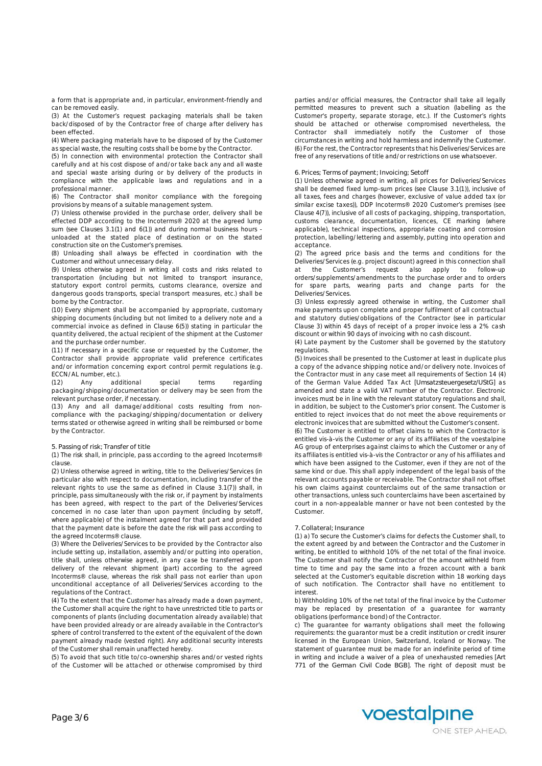a form that is appropriate and, in particular, environment-friendly and can be removed easily.

(3) At the Customer's request packaging materials shall be taken back/disposed of by the Contractor free of charge after delivery has been effected.

(4) Where packaging materials have to be disposed of by the Customer as special waste, the resulting costs shall be borne by the Contractor.

(5) In connection with environmental protection the Contractor shall carefully and at his cost dispose of and/or take back any and all waste and special waste arising during or by delivery of the products in compliance with the applicable laws and regulations and in a professional manner.

(6) The Contractor shall monitor compliance with the foregoing provisions by means of a suitable management system.

(7) Unless otherwise provided in the purchase order, delivery shall be effected DDP according to the Incoterms® 2020 at the agreed lump sum (see Clauses 3.1(1) and 6(1)) and during normal business hours - unloaded at the stated place of destination or on the stated construction site on the Customer's premises.

(8) Unloading shall always be effected in coordination with the Customer and without unnecessary delay.

(9) Unless otherwise agreed in writing all costs and risks related to transportation (including but not limited to transport insurance, statutory export control permits, customs clearance, oversize and dangerous goods transports, special transport measures, etc.) shall be borne by the Contractor.

(10) Every shipment shall be accompanied by appropriate, customary shipping documents (including but not limited to a delivery note and a commercial invoice as defined in Clause 6(5)) stating in particular the quantity delivered, the actual recipient of the shipment at the Customer and the purchase order number.

(11) If necessary in a specific case or requested by the Customer, the Contractor shall provide appropriate valid preference certificates and/or information concerning export control permit regulations (e.g. ECCN/AL number, etc.).

(12) Any additional special terms regarding packaging/shipping/documentation or delivery may be seen from the relevant purchase order, if necessary.

(13) Any and all damage/additional costs resulting from non-compliance with the packaging/shipping/documentation or delivery terms stated or otherwise agreed in writing shall be reimbursed or borne by the Contractor.

## 5. Passing of risk; Transfer of title

(1) The risk shall, in principle, pass according to the agreed Incoterms® clause.

(2) Unless otherwise agreed in writing, title to the Deliveries/Services (in particular also with respect to documentation, including transfer of the relevant rights to use the same as defined in Clause 3.1(7)) shall, in principle, pass simultaneously with the risk or, if payment by instalments has been agreed, with respect to the part of the Deliveries/Services concerned in no case later than upon payment (including by setoff, where applicable) of the instalment agreed for that part and provided that the payment date is before the date the risk will pass according to the agreed Incoterms® clause.

(3) Where the Deliveries/Services to be provided by the Contractor also include setting up, installation, assembly and/or putting into operation, title shall, unless otherwise agreed, in any case be transferred upon delivery of the relevant shipment (part) according to the agreed Incoterms® clause, whereas the risk shall pass not earlier than upon unconditional acceptance of all Deliveries/Services according to the regulations of the Contract.

(4) To the extent that the Customer has already made a down payment, the Customer shall acquire the right to have unrestricted title to parts or components of plants (including documentation already available) that have been provided already or are already available in the Contractor's sphere of control transferred to the extent of the equivalent of the down payment already made (vested right). Any additional security interests of the Customer shall remain unaffected hereby.

(5) To avoid that such title to/co-ownership shares and/or vested rights of the Customer will be attached or otherwise compromised by third parties and/or official measures, the Contractor shall take all legally permitted measures to prevent such a situation (labelling as the Customer's property, separate storage, etc.). If the Customer's rights should be attached or otherwise compromised nevertheless, the Contractor shall immediately notify the Customer of those circumstances in writing and hold harmless and indemnify the Customer.

(6) For the rest, the Contractor represents that his Deliveries/Services are free of any reservations of title and/or restrictions on use whatsoever.

## 6. Prices; Terms of payment; Invoicing; Setoff

(1) Unless otherwise agreed in writing, all prices for Deliveries/Services shall be deemed fixed lump-sum prices (see Clause 3.1(1)), inclusive of all taxes, fees and charges (however, exclusive of value added tax (or similar excise taxes)), DDP Incoterms® 2020 Customer's premises (see Clause 4(7)), inclusive of all costs of packaging, shipping, transportation, customs clearance, documentation, licences, CE marking (where applicable), technical inspections, appropriate coating and corrosion protection, labelling/lettering and assembly, putting into operation and acceptance.

(2) The agreed price basis and the terms and conditions for the Deliveries/Services (e.g. project discount) agreed in this connection shall at the Customer's request also apply to follow-up orders/supplements/amendments to the purchase order and to orders for spare parts, wearing parts and change parts for the Deliveries/Services.

(3) Unless expressly agreed otherwise in writing, the Customer shall make payments upon complete and proper fulfilment of all contractual and statutory duties/obligations of the Contractor (see in particular Clause 3) within 45 days of receipt of a proper invoice less a 2% cash discount or within 90 days of invoicing with no cash discount.

(4) Late payment by the Customer shall be governed by the statutory regulations.

(5) Invoices shall be presented to the Customer at least in duplicate plus a copy of the advance shipping notice and/or delivery note. Invoices of the Contractor must in any case meet all requirements of Section 14 (4) of the German Value Added Tax Act [Umsatzsteuergesetz/UStG] as amended and state a valid VAT number of the Contractor. Electronic invoices must be in line with the relevant statutory regulations and shall, in addition, be subject to the Customer's prior consent. The Customer is entitled to reject invoices that do not meet the above requirements or electronic invoices that are submitted without the Customer's consent.

(6) The Customer is entitled to offset claims to which the Contractor is entitled vis-à-vis the Customer or any of its affiliates of the voestalpine AG group of enterprises against claims to which the Customer or any of its affiliates is entitled vis-à-vis the Contractor or any of his affiliates and which have been assigned to the Customer, even if they are not of the same kind or due. This shall apply independent of the legal basis of the relevant accounts payable or receivable. The Contractor shall not offset his own claims against counterclaims out of the same transaction or other transactions, unless such counterclaims have been ascertained by court in a non-appealable manner or have not been contested by the Customer.

## 7. Collateral; Insurance

(1) a) To secure the Customer's claims for defects the Customer shall, to the extent agreed by and between the Contractor and the Customer in writing, be entitled to withhold 10% of the net total of the final invoice. The Customer shall notify the Contractor of the amount withheld from time to time and pay the same into a frozen account with a bank selected at the Customer's equitable discretion within 18 working days of such notification. The Contractor shall have no entitlement to interest.

b) Withholding 10% of the net total of the final invoice by the Customer may be replaced by presentation of a guarantee for warranty obligations (performance bond) of the Contractor.

c) The guarantee for warranty obligations shall meet the following requirements: the guarantor must be a credit institution or credit insurer licensed in the European Union, Switzerland, Iceland or Norway. The statement of guarantee must be made for an indefinite period of time in writing and include a waiver of a plea of unexhausted remedies [Art 771 of the German Civil Code BGB]. The right of deposit must be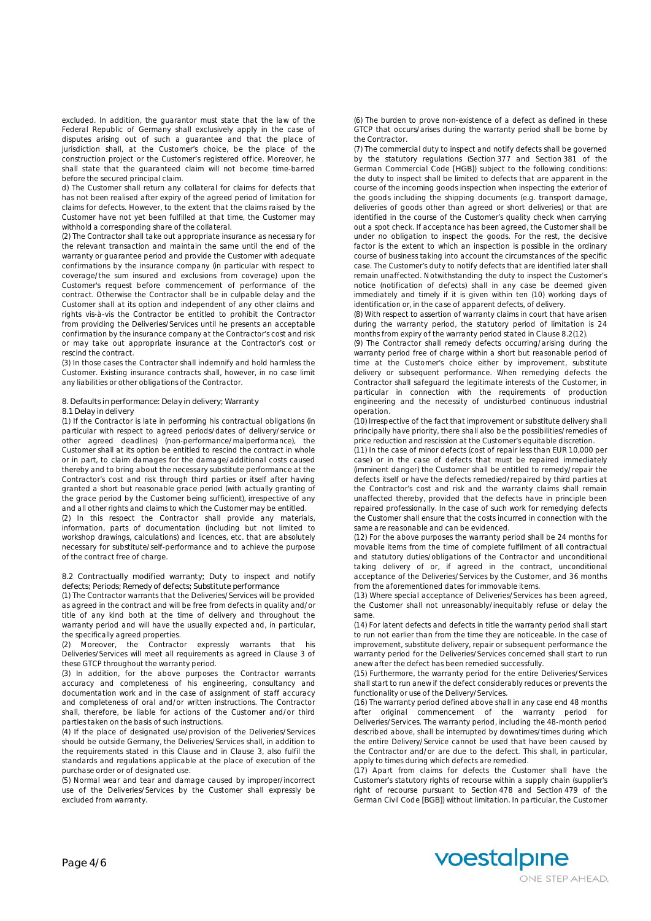excluded. In addition, the guarantor must state that the law of the Federal Republic of Germany shall exclusively apply in the case of disputes arising out of such a guarantee and that the place of jurisdiction shall, at the Customer's choice, be the place of the construction project or the Customer's registered office. Moreover, he shall state that the guaranteed claim will not become time-barred before the secured principal claim.

d) The Customer shall return any collateral for claims for defects that has not been realised after expiry of the agreed period of limitation for claims for defects. However, to the extent that the claims raised by the Customer have not yet been fulfilled at that time, the Customer may withhold a corresponding share of the collateral.

(2) The Contractor shall take out appropriate insurance as necessary for the relevant transaction and maintain the same until the end of the warranty or guarantee period and provide the Customer with adequate confirmations by the insurance company (in particular with respect to coverage/the sum insured and exclusions from coverage) upon the Customer's request before commencement of performance of the contract. Otherwise the Contractor shall be in culpable delay and the Customer shall at its option and independent of any other claims and rights vis-à-vis the Contractor be entitled to prohibit the Contractor from providing the Deliveries/Services until he presents an acceptable confirmation by the insurance company at the Contractor's cost and risk or may take out appropriate insurance at the Contractor's cost or rescind the contract.

(3) In those cases the Contractor shall indemnify and hold harmless the Customer. Existing insurance contracts shall, however, in no case limit any liabilities or other obligations of the Contractor.

## 8. Defaults in performance: Delay in delivery; Warranty

### 8.1 Delay in delivery

(1) If the Contractor is late in performing his contractual obligations (in particular with respect to agreed periods/dates of delivery/service or other agreed deadlines) (non-performance/malperformance), the Customer shall at its option be entitled to rescind the contract in whole or in part, to claim damages for the damage/additional costs caused thereby and to bring about the necessary substitute performance at the Contractor's cost and risk through third parties or itself after having granted a short but reasonable grace period (with actually granting of the grace period by the Customer being sufficient), irrespective of any and all other rights and claims to which the Customer may be entitled.

(2) In this respect the Contractor shall provide any materials, information, parts of documentation (including but not limited to workshop drawings, calculations) and licences, etc. that are absolutely necessary for substitute/self-performance and to achieve the purpose of the contract free of charge.

### 8.2 Contractually modified warranty; Duty to inspect and notify defects; Periods; Remedy of defects; Substitute performance

(1) The Contractor warrants that the Deliveries/Services will be provided as agreed in the contract and will be free from defects in quality and/or title of any kind both at the time of delivery and throughout the warranty period and will have the usually expected and, in particular, the specifically agreed properties.

(2) Moreover, the Contractor expressly warrants that his Deliveries/Services will meet all requirements as agreed in Clause 3 of these GTCP throughout the warranty period.

(3) In addition, for the above purposes the Contractor warrants accuracy and completeness of his engineering, consultancy and documentation work and in the case of assignment of staff accuracy and completeness of oral and/or written instructions. The Contractor shall, therefore, be liable for actions of the Customer and/or third parties taken on the basis of such instructions.

(4) If the place of designated use/provision of the Deliveries/Services should be outside Germany, the Deliveries/Services shall, in addition to the requirements stated in this Clause and in Clause 3, also fulfil the standards and regulations applicable at the place of execution of the purchase order or of designated use.

(5) Normal wear and tear and damage caused by improper/incorrect use of the Deliveries/Services by the Customer shall expressly be excluded from warranty.

(6) The burden to prove non-existence of a defect as defined in these GTCP that occurs/arises during the warranty period shall be borne by the Contractor.

(7) The commercial duty to inspect and notify defects shall be governed by the statutory regulations (Section 377 and Section 381 of the German Commercial Code [HGB]) subject to the following conditions: the duty to inspect shall be limited to defects that are apparent in the course of the incoming goods inspection when inspecting the exterior of the goods including the shipping documents (e.g. transport damage, deliveries of goods other than agreed or short deliveries) or that are identified in the course of the Customer's quality check when carrying out a spot check. If acceptance has been agreed, the Customer shall be under no obligation to inspect the goods. For the rest, the decisive factor is the extent to which an inspection is possible in the ordinary course of business taking into account the circumstances of the specific case. The Customer's duty to notify defects that are identified later shall remain unaffected. Notwithstanding the duty to inspect the Customer's notice (notification of defects) shall in any case be deemed given immediately and timely if it is given within ten (10) working days of identification or, in the case of apparent defects, of delivery.

(8) With respect to assertion of warranty claims in court that have arisen during the warranty period, the statutory period of limitation is 24 months from expiry of the warranty period stated in Clause 8.2(12).

(9) The Contractor shall remedy defects occurring/arising during the warranty period free of charge within a short but reasonable period of time at the Customer's choice either by improvement, substitute delivery or subsequent performance. When remedying defects the Contractor shall safeguard the legitimate interests of the Customer, in particular in connection with the requirements of production engineering and the necessity of undisturbed continuous industrial operation.

(10) Irrespective of the fact that improvement or substitute delivery shall principally have priority, there shall also be the possibilities/remedies of price reduction and rescission at the Customer's equitable discretion.

(11) In the case of minor defects (cost of repair less than EUR 10,000 per case) or in the case of defects that must be repaired immediately (imminent danger) the Customer shall be entitled to remedy/repair the defects itself or have the defects remedied/repaired by third parties at the Contractor's cost and risk and the warranty claims shall remain unaffected thereby, provided that the defects have in principle been repaired professionally. In the case of such work for remedying defects the Customer shall ensure that the costs incurred in connection with the same are reasonable and can be evidenced.

(12) For the above purposes the warranty period shall be 24 months for movable items from the time of complete fulfilment of all contractual and statutory duties/obligations of the Contractor and unconditional taking delivery of or, if agreed in the contract, unconditional acceptance of the Deliveries/Services by the Customer, and 36 months from the aforementioned dates for immovable items.

(13) Where special acceptance of Deliveries/Services has been agreed, the Customer shall not unreasonably/inequitably refuse or delay the same.

(14) For latent defects and defects in title the warranty period shall start to run not earlier than from the time they are noticeable. In the case of improvement, substitute delivery, repair or subsequent performance the warranty period for the Deliveries/Services concerned shall start to run anew after the defect has been remedied successfully.

(15) Furthermore, the warranty period for the entire Deliveries/Services shall start to run anew if the defect considerably reduces or prevents the functionality or use of the Delivery/Services.

(16) The warranty period defined above shall in any case end 48 months after original commencement of the warranty period for Deliveries/Services. The warranty period, including the 48-month period described above, shall be interrupted by downtimes/times during which the entire Delivery/Service cannot be used that have been caused by the Contractor and/or are due to the defect. This shall, in particular, apply to times during which defects are remedied.

(17) Apart from claims for defects the Customer shall have the Customer's statutory rights of recourse within a supply chain (supplier's right of recourse pursuant to Section 478 and Section 479 of the German Civil Code [BGB]) without limitation. In particular, the Customer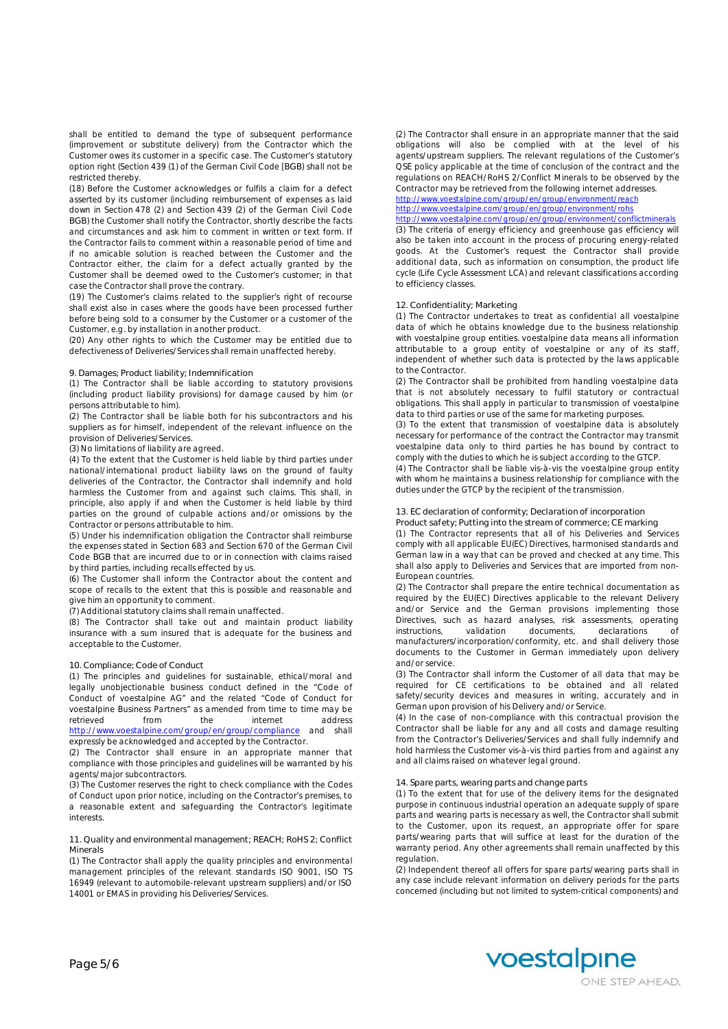shall be entitled to demand the type of subsequent performance (improvement or substitute delivery) from the Contractor which the Customer owes its customer in a specific case. The Customer's statutory option right (Section 439 (1) of the German Civil Code [BGB) shall not be restricted thereby.

(18) Before the Customer acknowledges or fulfils a claim for a defect asserted by its customer (including reimbursement of expenses as laid down in Section 478 (2) and Section 439 (2) of the German Civil Code BGB) the Customer shall notify the Contractor, shortly describe the facts and circumstances and ask him to comment in written or text form. If the Contractor fails to comment within a reasonable period of time and if no amicable solution is reached between the Customer and the Contractor either, the claim for a defect actually granted by the Customer shall be deemed owed to the Customer's customer; in that case the Contractor shall prove the contrary.

(19) The Customer's claims related to the supplier's right of recourse shall exist also in cases where the goods have been processed further before being sold to a consumer by the Customer or a customer of the Customer, e.g. by installation in another product.

(20) Any other rights to which the Customer may be entitled due to defectiveness of Deliveries/Services shall remain unaffected hereby.

### 9. Damages; Product liability; Indemnification

(1) The Contractor shall be liable according to statutory provisions (including product liability provisions) for damage caused by him (or persons attributable to him).

(2) The Contractor shall be liable both for his subcontractors and his suppliers as for himself, independent of the relevant influence on the provision of Deliveries/Services.

(3) No limitations of liability are agreed.

(4) To the extent that the Customer is held liable by third parties under national/international product liability laws on the ground of faulty deliveries of the Contractor, the Contractor shall indemnify and hold harmless the Customer from and against such claims. This shall, in principle, also apply if and when the Customer is held liable by third parties on the ground of culpable actions and/or omissions by the Contractor or persons attributable to him.

(5) Under his indemnification obligation the Contractor shall reimburse the expenses stated in Section 683 and Section 670 of the German Civil Code BGB that are incurred due to or in connection with claims raised by third parties, including recalls effected by us.

(6) The Customer shall inform the Contractor about the content and scope of recalls to the extent that this is possible and reasonable and give him an opportunity to comment.

(7) Additional statutory claims shall remain unaffected.

(8) The Contractor shall take out and maintain product liability insurance with a sum insured that is adequate for the business and acceptable to the Customer.

### 10. Compliance; Code of Conduct

(1) The principles and guidelines for sustainable, ethical/moral and legally unobjectionable business conduct defined in the "Code of Conduct of voestalpine AG" and the related "Code of Conduct for voestalpine Business Partners" as amended from time to time may be retrieved from the internet address http://www.voestalpine.com/group/en/group/compliance and shall expressly be acknowledged and accepted by the Contractor.

(2) The Contractor shall ensure in an appropriate manner that compliance with those principles and guidelines will be warranted by his agents/major subcontractors.

(3) The Customer reserves the right to check compliance with the Codes of Conduct upon prior notice, including on the Contractor's premises, to a reasonable extent and safeguarding the Contractor's legitimate interests.

### 11. Quality and environmental management; REACH; RoHS 2; Conflict Minerals

(1) The Contractor shall apply the quality principles and environmental management principles of the relevant standards ISO 9001, ISO TS 16949 (relevant to automobile-relevant upstream suppliers) and/or ISO 14001 or EMAS in providing his Deliveries/Services.

(2) The Contractor shall ensure in an appropriate manner that the said obligations will also be complied with at the level of his agents/upstream suppliers. The relevant regulations of the Customer's QSE policy applicable at the time of conclusion of the contract and the regulations on REACH/RoHS 2/Conflict Minerals to be observed by the Contractor may be retrieved from the following internet addresses.
http://www.voestalpine.com/group/en/group/environment/reach
http://www.voestalpine.com/group/en/group/environment/rohs
http://www.voestalpine.com/group/en/group/environment/conflictminerals

(3) The criteria of energy efficiency and greenhouse gas efficiency will also be taken into account in the process of procuring energy-related goods. At the Customer's request the Contractor shall provide additional data, such as information on consumption, the product life cycle (Life Cycle Assessment LCA) and relevant classifications according to efficiency classes.

### 12. Confidentiality; Marketing

(1) The Contractor undertakes to treat as confidential all voestalpine data of which he obtains knowledge due to the business relationship with voestalpine group entities. voestalpine data means all information attributable to a group entity of voestalpine or any of its staff, independent of whether such data is protected by the laws applicable to the Contractor.

(2) The Contractor shall be prohibited from handling voestalpine data that is not absolutely necessary to fulfil statutory or contractual obligations. This shall apply in particular to transmission of voestalpine data to third parties or use of the same for marketing purposes.

(3) To the extent that transmission of voestalpine data is absolutely necessary for performance of the contract the Contractor may transmit voestalpine data only to third parties he has bound by contract to comply with the duties to which he is subject according to the GTCP.

(4) The Contractor shall be liable vis-à-vis the voestalpine group entity with whom he maintains a business relationship for compliance with the duties under the GTCP by the recipient of the transmission.

### 13. EC declaration of conformity; Declaration of incorporation Product safety; Putting into the stream of commerce; CE marking

(1) The Contractor represents that all of his Deliveries and Services comply with all applicable EU(EC) Directives, harmonised standards and German law in a way that can be proved and checked at any time. This shall also apply to Deliveries and Services that are imported from non-European countries.

(2) The Contractor shall prepare the entire technical documentation as required by the EU(EC) Directives applicable to the relevant Delivery and/or Service and the German provisions implementing those Directives, such as hazard analyses, risk assessments, operating instructions, validation documents, declarations of manufacturers/incorporation/conformity, etc. and shall delivery those documents to the Customer in German immediately upon delivery and/or service.

(3) The Contractor shall inform the Customer of all data that may be required for CE certifications to be obtained and all related safety/security devices and measures in writing, accurately and in German upon provision of his Delivery and/or Service.

(4) In the case of non-compliance with this contractual provision the Contractor shall be liable for any and all costs and damage resulting from the Contractor's Deliveries/Services and shall fully indemnify and hold harmless the Customer vis-à-vis third parties from and against any and all claims raised on whatever legal ground.

### 14. Spare parts, wearing parts and change parts

(1) To the extent that for use of the delivery items for the designated purpose in continuous industrial operation an adequate supply of spare parts and wearing parts is necessary as well, the Contractor shall submit to the Customer, upon its request, an appropriate offer for spare parts/wearing parts that will suffice at least for the duration of the warranty period. Any other agreements shall remain unaffected by this regulation.

(2) Independent thereof all offers for spare parts/wearing parts shall in any case include relevant information on delivery periods for the parts concerned (including but not limited to system-critical components) and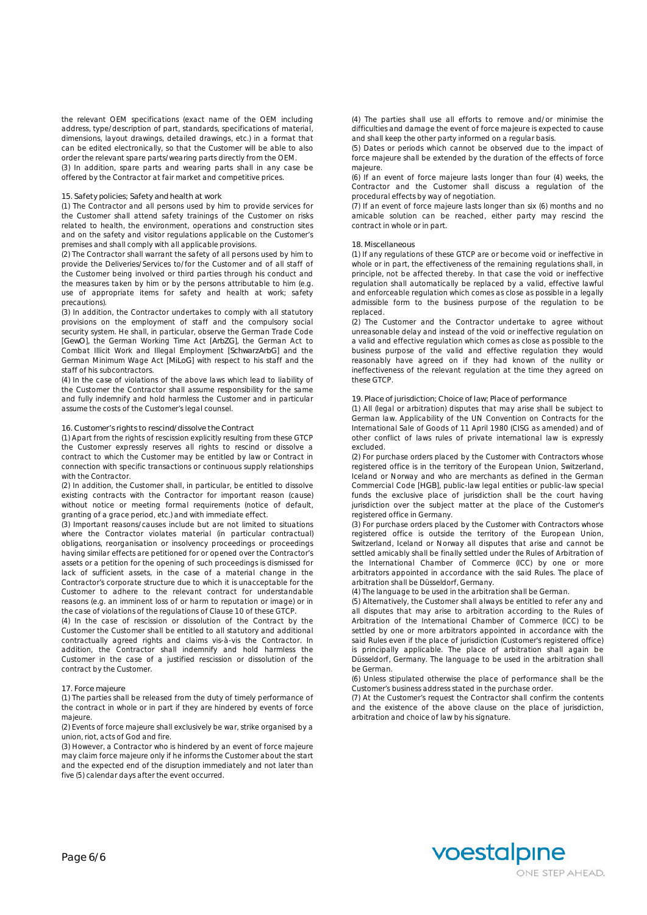the relevant OEM specifications (exact name of the OEM including address, type/description of part, standards, specifications of material, dimensions, layout drawings, detailed drawings, etc.) in a format that can be edited electronically, so that the Customer will be able to also order the relevant spare parts/wearing parts directly from the OEM.

(3) In addition, spare parts and wearing parts shall in any case be offered by the Contractor at fair market and competitive prices.

### 15. Safety policies; Safety and health at work

(1) The Contractor and all persons used by him to provide services for the Customer shall attend safety trainings of the Customer on risks related to health, the environment, operations and construction sites and on the safety and visitor regulations applicable on the Customer's premises and shall comply with all applicable provisions.

(2) The Contractor shall warrant the safety of all persons used by him to provide the Deliveries/Services to/for the Customer and of all staff of the Customer being involved or third parties through his conduct and the measures taken by him or by the persons attributable to him (e.g. use of appropriate items for safety and health at work; safety precautions).

(3) In addition, the Contractor undertakes to comply with all statutory provisions on the employment of staff and the compulsory social security system. He shall, in particular, observe the German Trade Code [GewO], the German Working Time Act [ArbZG], the German Act to Combat Illicit Work and Illegal Employment [SchwarzArbG] and the German Minimum Wage Act [MiLoG] with respect to his staff and the staff of his subcontractors.

(4) In the case of violations of the above laws which lead to liability of the Customer the Contractor shall assume responsibility for the same and fully indemnify and hold harmless the Customer and in particular assume the costs of the Customer's legal counsel.

### 16. Customer's rights to rescind/dissolve the Contract

(1) Apart from the rights of rescission explicitly resulting from these GTCP the Customer expressly reserves all rights to rescind or dissolve a contract to which the Customer may be entitled by law or Contract in connection with specific transactions or continuous supply relationships with the Contractor.

(2) In addition, the Customer shall, in particular, be entitled to dissolve existing contracts with the Contractor for important reason (cause) without notice or meeting formal requirements (notice of default, granting of a grace period, etc.) and with immediate effect.

(3) Important reasons/causes include but are not limited to situations where the Contractor violates material (in particular contractual) obligations, reorganisation or insolvency proceedings or proceedings having similar effects are petitioned for or opened over the Contractor's assets or a petition for the opening of such proceedings is dismissed for lack of sufficient assets, in the case of a material change in the Contractor's corporate structure due to which it is unacceptable for the Customer to adhere to the relevant contract for understandable reasons (e.g. an imminent loss of or harm to reputation or image) or in the case of violations of the regulations of Clause 10 of these GTCP.

(4) In the case of rescission or dissolution of the Contract by the Customer the Customer shall be entitled to all statutory and additional contractually agreed rights and claims vis-à-vis the Contractor. In addition, the Contractor shall indemnify and hold harmless the Customer in the case of a justified rescission or dissolution of the contract by the Customer.

### 17. Force majeure

(1) The parties shall be released from the duty of timely performance of the contract in whole or in part if they are hindered by events of force majeure.

(2) Events of force majeure shall exclusively be war, strike organised by a union, riot, acts of God and fire.

(3) However, a Contractor who is hindered by an event of force majeure may claim force majeure only if he informs the Customer about the start and the expected end of the disruption immediately and not later than five (5) calendar days after the event occurred.

(4) The parties shall use all efforts to remove and/or minimise the difficulties and damage the event of force majeure is expected to cause and shall keep the other party informed on a regular basis.

(5) Dates or periods which cannot be observed due to the impact of force majeure shall be extended by the duration of the effects of force majeure.

(6) If an event of force majeure lasts longer than four (4) weeks, the Contractor and the Customer shall discuss a regulation of the procedural effects by way of negotiation.

(7) If an event of force majeure lasts longer than six (6) months and no amicable solution can be reached, either party may rescind the contract in whole or in part.

### 18. Miscellaneous

(1) If any regulations of these GTCP are or become void or ineffective in whole or in part, the effectiveness of the remaining regulations shall, in principle, not be affected thereby. In that case the void or ineffective regulation shall automatically be replaced by a valid, effective lawful and enforceable regulation which comes as close as possible in a legally admissible form to the business purpose of the regulation to be replaced.

(2) The Customer and the Contractor undertake to agree without unreasonable delay and instead of the void or ineffective regulation on a valid and effective regulation which comes as close as possible to the business purpose of the valid and effective regulation they would reasonably have agreed on if they had known of the nullity or ineffectiveness of the relevant regulation at the time they agreed on these GTCP.

### 19. Place of jurisdiction; Choice of law; Place of performance

(1) All (legal or arbitration) disputes that may arise shall be subject to German law. Applicability of the UN Convention on Contracts for the International Sale of Goods of 11 April 1980 (CISG as amended) and of other conflict of laws rules of private international law is expressly excluded.

(2) For purchase orders placed by the Customer with Contractors whose registered office is in the territory of the European Union, Switzerland, Iceland or Norway and who are merchants as defined in the German Commercial Code [HGB], public-law legal entities or public-law special funds the exclusive place of jurisdiction shall be the court having jurisdiction over the subject matter at the place of the Customer's registered office in Germany.

(3) For purchase orders placed by the Customer with Contractors whose registered office is outside the territory of the European Union, Switzerland, Iceland or Norway all disputes that arise and cannot be settled amicably shall be finally settled under the Rules of Arbitration of the International Chamber of Commerce (ICC) by one or more arbitrators appointed in accordance with the said Rules. The place of arbitration shall be Düsseldorf, Germany.

(4) The language to be used in the arbitration shall be German.

(5) Alternatively, the Customer shall always be entitled to refer any and all disputes that may arise to arbitration according to the Rules of Arbitration of the International Chamber of Commerce (ICC) to be settled by one or more arbitrators appointed in accordance with the said Rules even if the place of jurisdiction (Customer's registered office) is principally applicable. The place of arbitration shall again be Düsseldorf, Germany. The language to be used in the arbitration shall be German.

(6) Unless stipulated otherwise the place of performance shall be the Customer's business address stated in the purchase order.

(7) At the Customer's request the Contractor shall confirm the contents and the existence of the above clause on the place of jurisdiction, arbitration and choice of law by his signature.